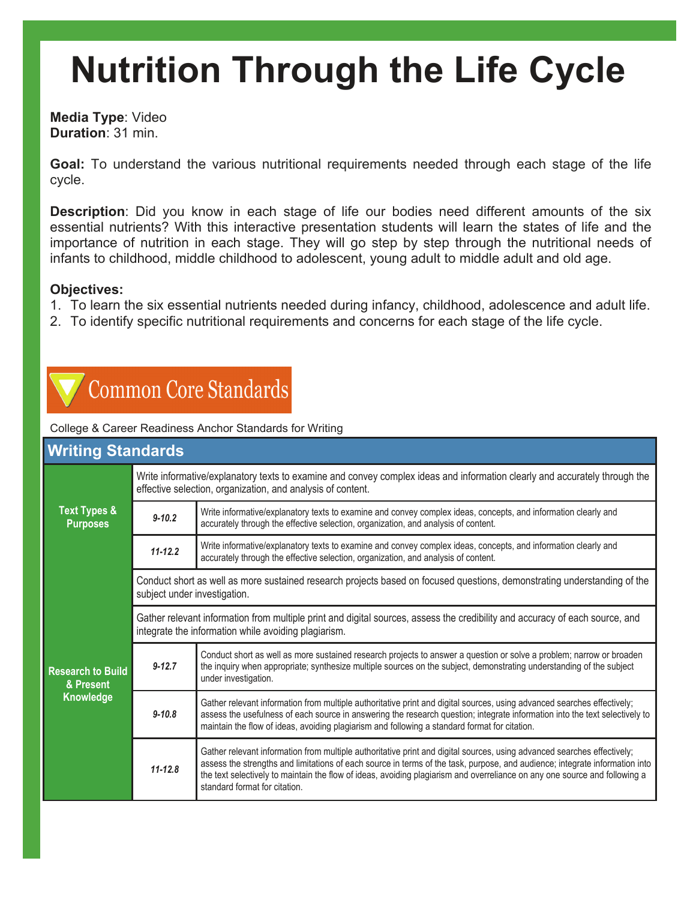# Nutrition Through the Life Cycle

**Media Type**: Video
**Duration**: 31 min.

**Goal:** To understand the various nutritional requirements needed through each stage of the life cycle.

**Description**: Did you know in each stage of life our bodies need different amounts of the six essential nutrients? With this interactive presentation students will learn the states of life and the importance of nutrition in each stage. They will go step by step through the nutritional needs of infants to childhood, middle childhood to adolescent, young adult to middle adult and old age.

**Objectives:**

1. To learn the six essential nutrients needed during infancy, childhood, adolescence and adult life.
2. To identify specific nutritional requirements and concerns for each stage of the life cycle.

## Common Core Standards

College & Career Readiness Anchor Standards for Writing

| Writing Standards | | |
|---|---|---|
| **Text Types & Purposes** | Write informative/explanatory texts to examine and convey complex ideas and information clearly and accurately through the effective selection, organization, and analysis of content. | |
| | *9-10.2* | Write informative/explanatory texts to examine and convey complex ideas, concepts, and information clearly and accurately through the effective selection, organization, and analysis of content. |
| | *11-12.2* | Write informative/explanatory texts to examine and convey complex ideas, concepts, and information clearly and accurately through the effective selection, organization, and analysis of content. |
| **Research to Build & Present Knowledge** | Conduct short as well as more sustained research projects based on focused questions, demonstrating understanding of the subject under investigation. | |
| | Gather relevant information from multiple print and digital sources, assess the credibility and accuracy of each source, and integrate the information while avoiding plagiarism. | |
| | *9-12.7* | Conduct short as well as more sustained research projects to answer a question or solve a problem; narrow or broaden the inquiry when appropriate; synthesize multiple sources on the subject, demonstrating understanding of the subject under investigation. |
| | *9-10.8* | Gather relevant information from multiple authoritative print and digital sources, using advanced searches effectively; assess the usefulness of each source in answering the research question; integrate information into the text selectively to maintain the flow of ideas, avoiding plagiarism and following a standard format for citation. |
| | *11-12.8* | Gather relevant information from multiple authoritative print and digital sources, using advanced searches effectively; assess the strengths and limitations of each source in terms of the task, purpose, and audience; integrate information into the text selectively to maintain the flow of ideas, avoiding plagiarism and overreliance on any one source and following a standard format for citation. |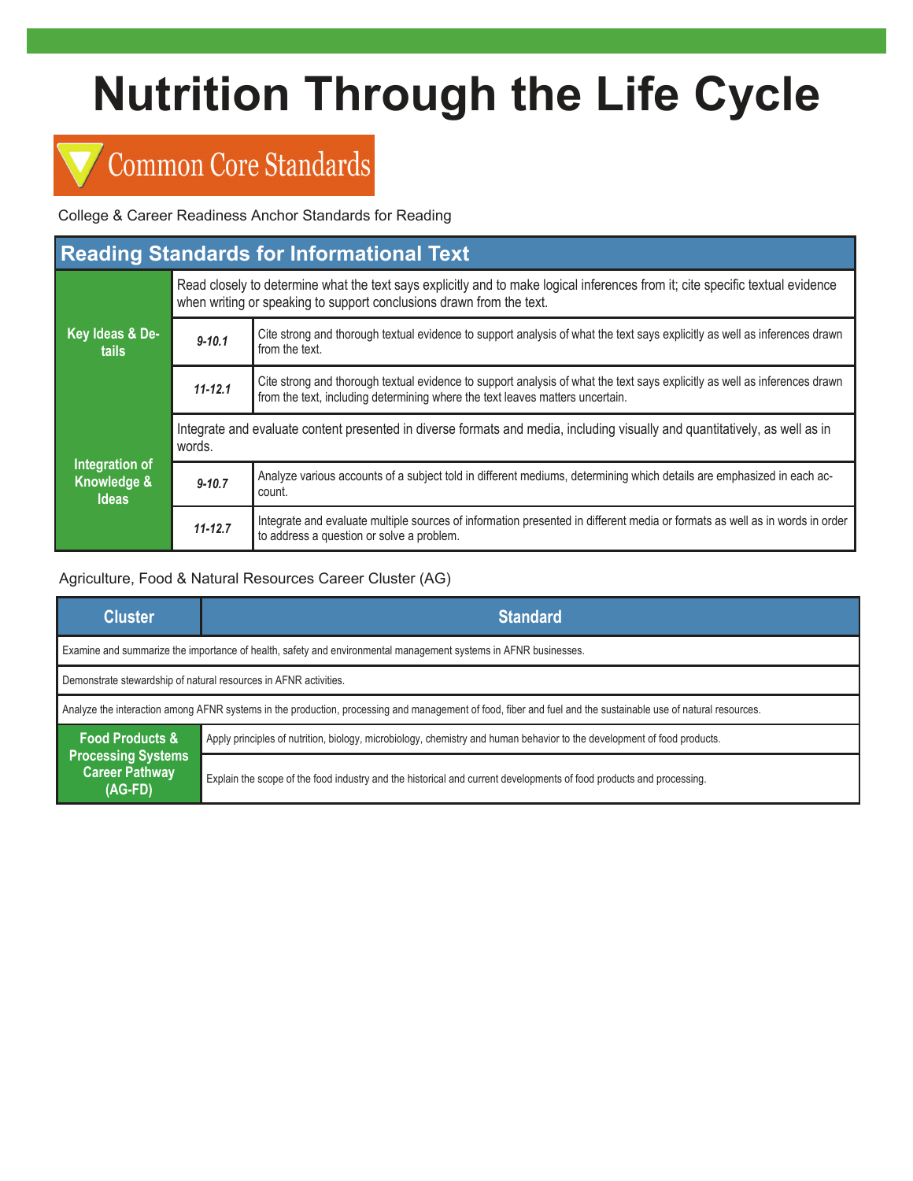# Nutrition Through the Life Cycle

## Common Core Standards

College & Career Readiness Anchor Standards for Reading

| Reading Standards for Informational Text | | |
|---|---|---|
| Key Ideas & Details | Read closely to determine what the text says explicitly and to make logical inferences from it; cite specific textual evidence when writing or speaking to support conclusions drawn from the text. | |
| | *9-10.1* | Cite strong and thorough textual evidence to support analysis of what the text says explicitly as well as inferences drawn from the text. |
| | *11-12.1* | Cite strong and thorough textual evidence to support analysis of what the text says explicitly as well as inferences drawn from the text, including determining where the text leaves matters uncertain. |
| Integration of Knowledge & Ideas | Integrate and evaluate content presented in diverse formats and media, including visually and quantitatively, as well as in words. | |
| | *9-10.7* | Analyze various accounts of a subject told in different mediums, determining which details are emphasized in each account. |
| | *11-12.7* | Integrate and evaluate multiple sources of information presented in different media or formats as well as in words in order to address a question or solve a problem. |

Agriculture, Food & Natural Resources Career Cluster (AG)

| Cluster | Standard |
|---|---|
| Examine and summarize the importance of health, safety and environmental management systems in AFNR businesses. | |
| Demonstrate stewardship of natural resources in AFNR activities. | |
| Analyze the interaction among AFNR systems in the production, processing and management of food, fiber and fuel and the sustainable use of natural resources. | |
| Food Products & Processing Systems Career Pathway (AG-FD) | Apply principles of nutrition, biology, microbiology, chemistry and human behavior to the development of food products. |
| | Explain the scope of the food industry and the historical and current developments of food products and processing. |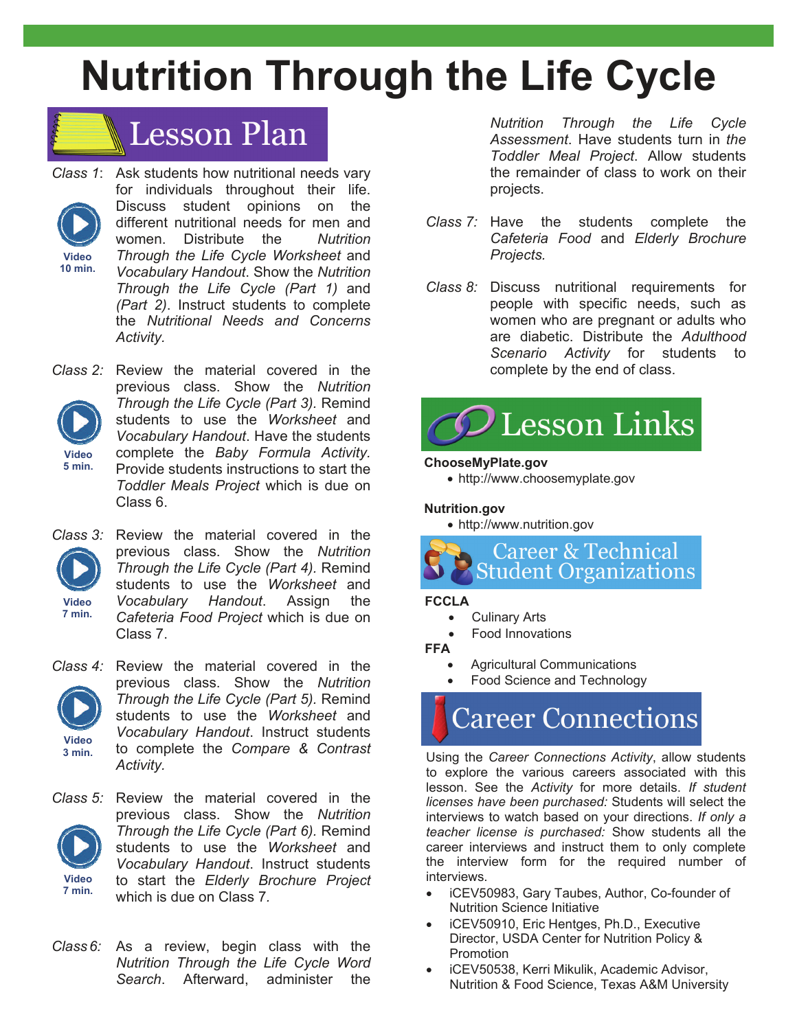# Nutrition Through the Life Cycle

## Lesson Plan

*Class 1*: Ask students how nutritional needs vary for individuals throughout their life. Discuss student opinions on the different nutritional needs for men and women. Distribute the *Nutrition Through the Life Cycle Worksheet* and *Vocabulary Handout*. Show the *Nutrition Through the Life Cycle (Part 1)* and *(Part 2)*. Instruct students to complete the *Nutritional Needs and Concerns Activity.*

Video 10 min.

*Class 2:* Review the material covered in the previous class. Show the *Nutrition Through the Life Cycle (Part 3)*. Remind students to use the *Worksheet* and *Vocabulary Handout*. Have the students complete the *Baby Formula Activity*. Provide students instructions to start the *Toddler Meals Project* which is due on Class 6.

Video 5 min.

*Class 3:* Review the material covered in the previous class. Show the *Nutrition Through the Life Cycle (Part 4)*. Remind students to use the *Worksheet* and *Vocabulary Handout*. Assign the *Cafeteria Food Project* which is due on Class 7.

Video 7 min.

*Class 4:* Review the material covered in the previous class. Show the *Nutrition Through the Life Cycle (Part 5)*. Remind students to use the *Worksheet* and *Vocabulary Handout*. Instruct students to complete the *Compare & Contrast Activity.*

Video 3 min.

*Class 5:* Review the material covered in the previous class. Show the *Nutrition Through the Life Cycle (Part 6)*. Remind students to use the *Worksheet* and *Vocabulary Handout*. Instruct students to start the *Elderly Brochure Project* which is due on Class 7.

Video 7 min.

*Class 6:* As a review, begin class with the *Nutrition Through the Life Cycle Word Search*. Afterward, administer the *Nutrition Through the Life Cycle Assessment*. Have students turn in *the Toddler Meal Project*. Allow students the remainder of class to work on their projects.

*Class 7:* Have the students complete the *Cafeteria Food* and *Elderly Brochure Projects.*

*Class 8:* Discuss nutritional requirements for people with specific needs, such as women who are pregnant or adults who are diabetic. Distribute the *Adulthood Scenario Activity* for students to complete by the end of class.

## Lesson Links

**ChooseMyPlate.gov**
- http://www.choosemyplate.gov

**Nutrition.gov**
- http://www.nutrition.gov

## Career & Technical Student Organizations

**FCCLA**
- Culinary Arts
- Food Innovations

**FFA**
- Agricultural Communications
- Food Science and Technology

## Career Connections

Using the *Career Connections Activity*, allow students to explore the various careers associated with this lesson. See the *Activity* for more details. *If student licenses have been purchased:* Students will select the interviews to watch based on your directions. *If only a teacher license is purchased:* Show students all the career interviews and instruct them to only complete the interview form for the required number of interviews.

- iCEV50983, Gary Taubes, Author, Co-founder of Nutrition Science Initiative
- iCEV50910, Eric Hentges, Ph.D., Executive Director, USDA Center for Nutrition Policy & Promotion
- iCEV50538, Kerri Mikulik, Academic Advisor, Nutrition & Food Science, Texas A&M University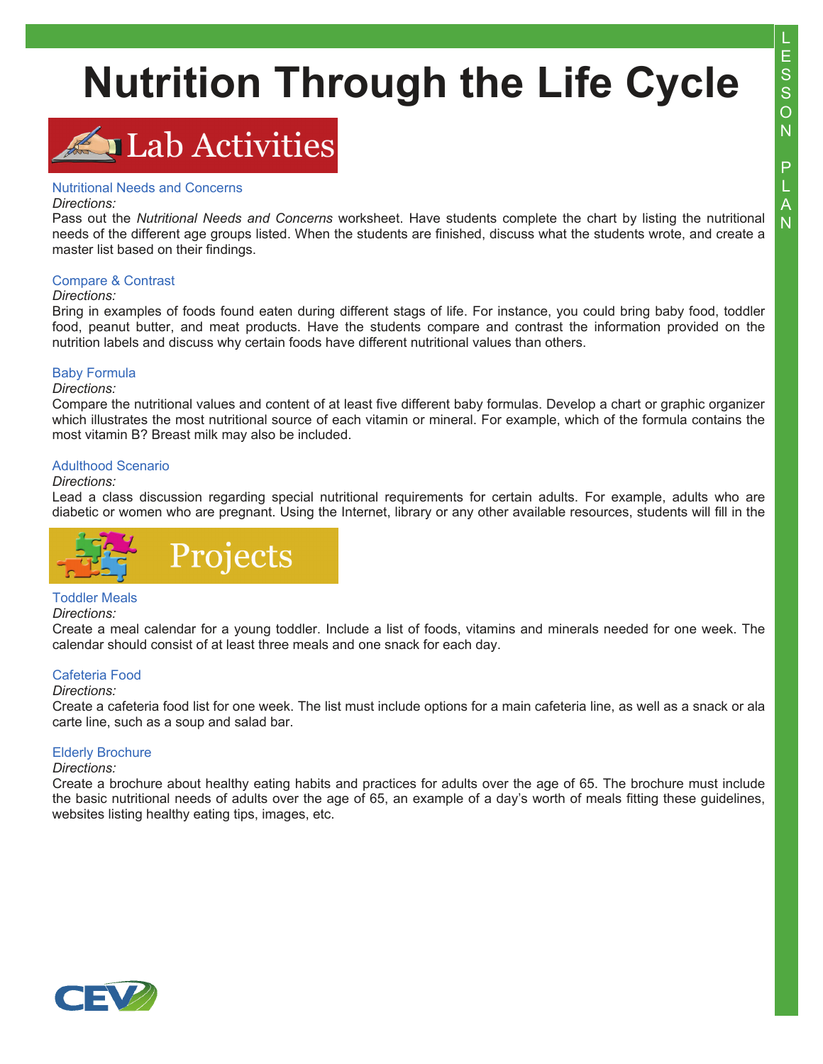# Nutrition Through the Life Cycle

## Lab Activities

### Nutritional Needs and Concerns

*Directions:*

Pass out the *Nutritional Needs and Concerns* worksheet. Have students complete the chart by listing the nutritional needs of the different age groups listed. When the students are finished, discuss what the students wrote, and create a master list based on their findings.

### Compare & Contrast

*Directions:*

Bring in examples of foods found eaten during different stags of life. For instance, you could bring baby food, toddler food, peanut butter, and meat products. Have the students compare and contrast the information provided on the nutrition labels and discuss why certain foods have different nutritional values than others.

### Baby Formula

*Directions:*

Compare the nutritional values and content of at least five different baby formulas. Develop a chart or graphic organizer which illustrates the most nutritional source of each vitamin or mineral. For example, which of the formula contains the most vitamin B? Breast milk may also be included.

### Adulthood Scenario

*Directions:*

Lead a class discussion regarding special nutritional requirements for certain adults. For example, adults who are diabetic or women who are pregnant. Using the Internet, library or any other available resources, students will fill in the

## Projects

### Toddler Meals

*Directions:*

Create a meal calendar for a young toddler. Include a list of foods, vitamins and minerals needed for one week. The calendar should consist of at least three meals and one snack for each day.

### Cafeteria Food

*Directions:*

Create a cafeteria food list for one week. The list must include options for a main cafeteria line, as well as a snack or ala carte line, such as a soup and salad bar.

### Elderly Brochure

*Directions:*

Create a brochure about healthy eating habits and practices for adults over the age of 65. The brochure must include the basic nutritional needs of adults over the age of 65, an example of a day's worth of meals fitting these guidelines, websites listing healthy eating tips, images, etc.